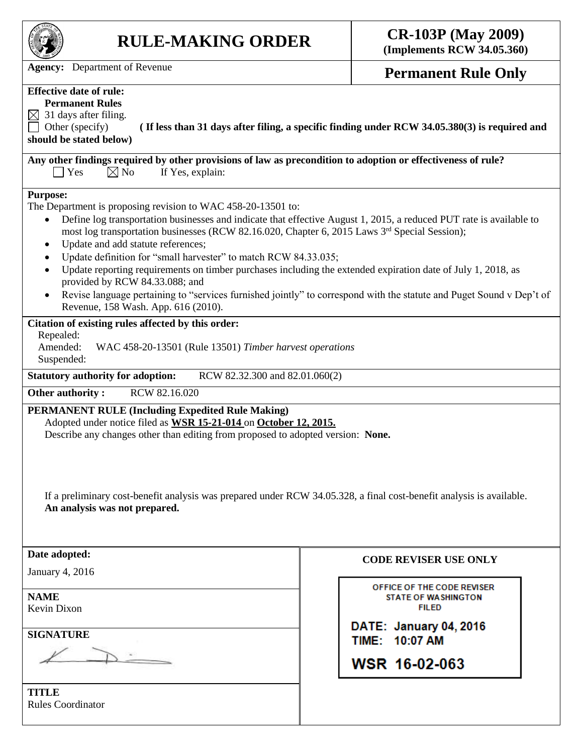# RULE-MAKING ORDER

**CR-103P (May 2009)**
**(Implements RCW 34.05.360)**

**Agency:** Department of Revenue

**Permanent Rule Only**

**Effective date of rule:**
**Permanent Rules**
☒ 31 days after filing.
☐ Other (specify) **(If less than 31 days after filing, a specific finding under RCW 34.05.380(3) is required and should be stated below)**

**Any other findings required by other provisions of law as precondition to adoption or effectiveness of rule?**
☐ Yes ☒ No If Yes, explain:

**Purpose:**
The Department is proposing revision to WAC 458-20-13501 to:

- Define log transportation businesses and indicate that effective August 1, 2015, a reduced PUT rate is available to most log transportation businesses (RCW 82.16.020, Chapter 6, 2015 Laws 3rd Special Session);
- Update and add statute references;
- Update definition for "small harvester" to match RCW 84.33.035;
- Update reporting requirements on timber purchases including the extended expiration date of July 1, 2018, as provided by RCW 84.33.088; and
- Revise language pertaining to "services furnished jointly" to correspond with the statute and Puget Sound v Dep't of Revenue, 158 Wash. App. 616 (2010).

**Citation of existing rules affected by this order:**
Repealed:
Amended: WAC 458-20-13501 (Rule 13501) *Timber harvest operations*
Suspended:

**Statutory authority for adoption:** RCW 82.32.300 and 82.01.060(2)

**Other authority :** RCW 82.16.020

**PERMANENT RULE (Including Expedited Rule Making)**
Adopted under notice filed as **WSR 15-21-014** on **October 12, 2015.**
Describe any changes other than editing from proposed to adopted version: **None.**

If a preliminary cost-benefit analysis was prepared under RCW 34.05.328, a final cost-benefit analysis is available. **An analysis was not prepared.**

**Date adopted:**
January 4, 2016

**NAME**
Kevin Dixon

**SIGNATURE**

**TITLE**
Rules Coordinator

**CODE REVISER USE ONLY**

OFFICE OF THE CODE REVISER
STATE OF WASHINGTON
FILED

DATE: January 04, 2016
TIME: 10:07 AM

WSR 16-02-063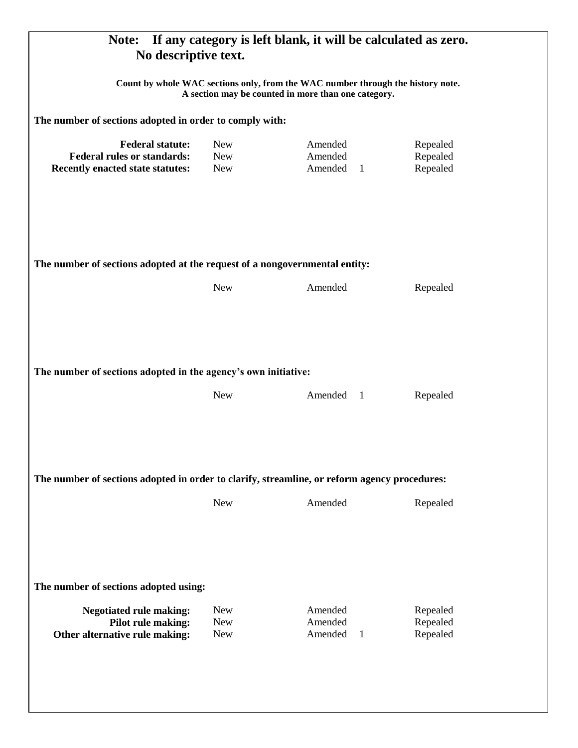**Note: If any category is left blank, it will be calculated as zero. No descriptive text.**

**Count by whole WAC sections only, from the WAC number through the history note. A section may be counted in more than one category.**

**The number of sections adopted in order to comply with:**

| | | | |
|---|---|---|---|
| **Federal statute:** | New | Amended | Repealed |
| **Federal rules or standards:** | New | Amended | Repealed |
| **Recently enacted state statutes:** | New | Amended 1 | Repealed |

**The number of sections adopted at the request of a nongovernmental entity:**

| | | |
|---|---|---|
| New | Amended | Repealed |

**The number of sections adopted in the agency's own initiative:**

| | | |
|---|---|---|
| New | Amended 1 | Repealed |

**The number of sections adopted in order to clarify, streamline, or reform agency procedures:**

| | | |
|---|---|---|
| New | Amended | Repealed |

**The number of sections adopted using:**

| | | | |
|---|---|---|---|
| **Negotiated rule making:** | New | Amended | Repealed |
| **Pilot rule making:** | New | Amended | Repealed |
| **Other alternative rule making:** | New | Amended 1 | Repealed |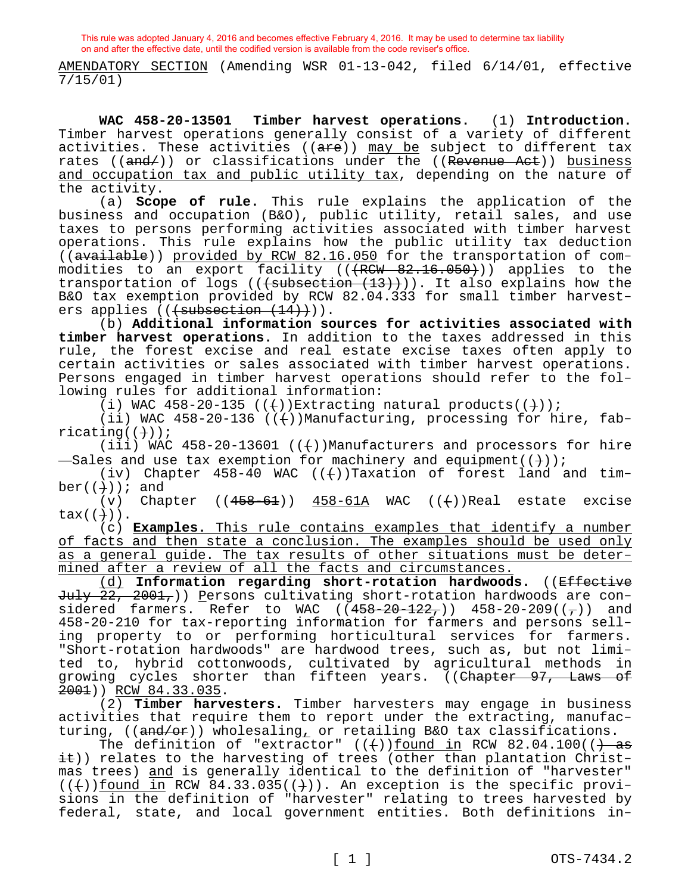This rule was adopted January 4, 2016 and becomes effective February 4, 2016. It may be used to determine tax liability on and after the effective date, until the codified version is available from the code reviser's office.

AMENDATORY SECTION (Amending WSR 01-13-042, filed 6/14/01, effective 7/15/01)

**WAC 458-20-13501 Timber harvest operations.** (1) **Introduction.** Timber harvest operations generally consist of a variety of different activities. These activities ((~~are~~)) may be subject to different tax rates ((~~and/~~)) or classifications under the ((~~Revenue Act~~)) business and occupation tax and public utility tax, depending on the nature of the activity.

(a) **Scope of rule.** This rule explains the application of the business and occupation (B&O), public utility, retail sales, and use taxes to persons performing activities associated with timber harvest operations. This rule explains how the public utility tax deduction ((~~available~~)) provided by RCW 82.16.050 for the transportation of commodities to an export facility ((~~(RCW 82.16.050)~~)) applies to the transportation of logs ((~~(subsection (13))~~)). It also explains how the B&O tax exemption provided by RCW 82.04.333 for small timber harvesters applies ((~~(subsection (14))~~)).

(b) **Additional information sources for activities associated with timber harvest operations.** In addition to the taxes addressed in this rule, the forest excise and real estate excise taxes often apply to certain activities or sales associated with timber harvest operations. Persons engaged in timber harvest operations should refer to the following rules for additional information:

(i) WAC 458-20-135 ((~~(~~))Extracting natural products((~~)~~));

(ii) WAC 458-20-136 ((~~(~~))Manufacturing, processing for hire, fabricating((~~)~~));

(iii) WAC 458-20-13601 ((~~(~~))Manufacturers and processors for hire —Sales and use tax exemption for machinery and equipment((~~)~~));

(iv) Chapter 458-40 WAC ((~~(~~))Taxation of forest land and timber((~~)~~)); and

(v) Chapter ((~~458-61~~)) 458-61A WAC ((~~(~~))Real estate excise tax((~~)~~)).

(c) **Examples.** This rule contains examples that identify a number of facts and then state a conclusion. The examples should be used only as a general guide. The tax results of other situations must be determined after a review of all the facts and circumstances.

(d) **Information regarding short-rotation hardwoods.** ((~~Effective July 22, 2001,~~)) Persons cultivating short-rotation hardwoods are considered farmers. Refer to WAC ((~~458-20-122,~~)) 458-20-209((~~,~~)) and 458-20-210 for tax-reporting information for farmers and persons selling property to or performing horticultural services for farmers. "Short-rotation hardwoods" are hardwood trees, such as, but not limited to, hybrid cottonwoods, cultivated by agricultural methods in growing cycles shorter than fifteen years. ((~~Chapter 97, Laws of 2001~~)) RCW 84.33.035.

(2) **Timber harvesters.** Timber harvesters may engage in business activities that require them to report under the extracting, manufacturing, ((~~and/or~~)) wholesaling, or retailing B&O tax classifications.

The definition of "extractor" ((~~(~~))found in RCW 82.04.100((~~) as it~~)) relates to the harvesting of trees (other than plantation Christmas trees) and is generally identical to the definition of "harvester" ((~~(~~))found in RCW 84.33.035((~~)~~)). An exception is the specific provisions in the definition of "harvester" relating to trees harvested by federal, state, and local government entities. Both definitions in-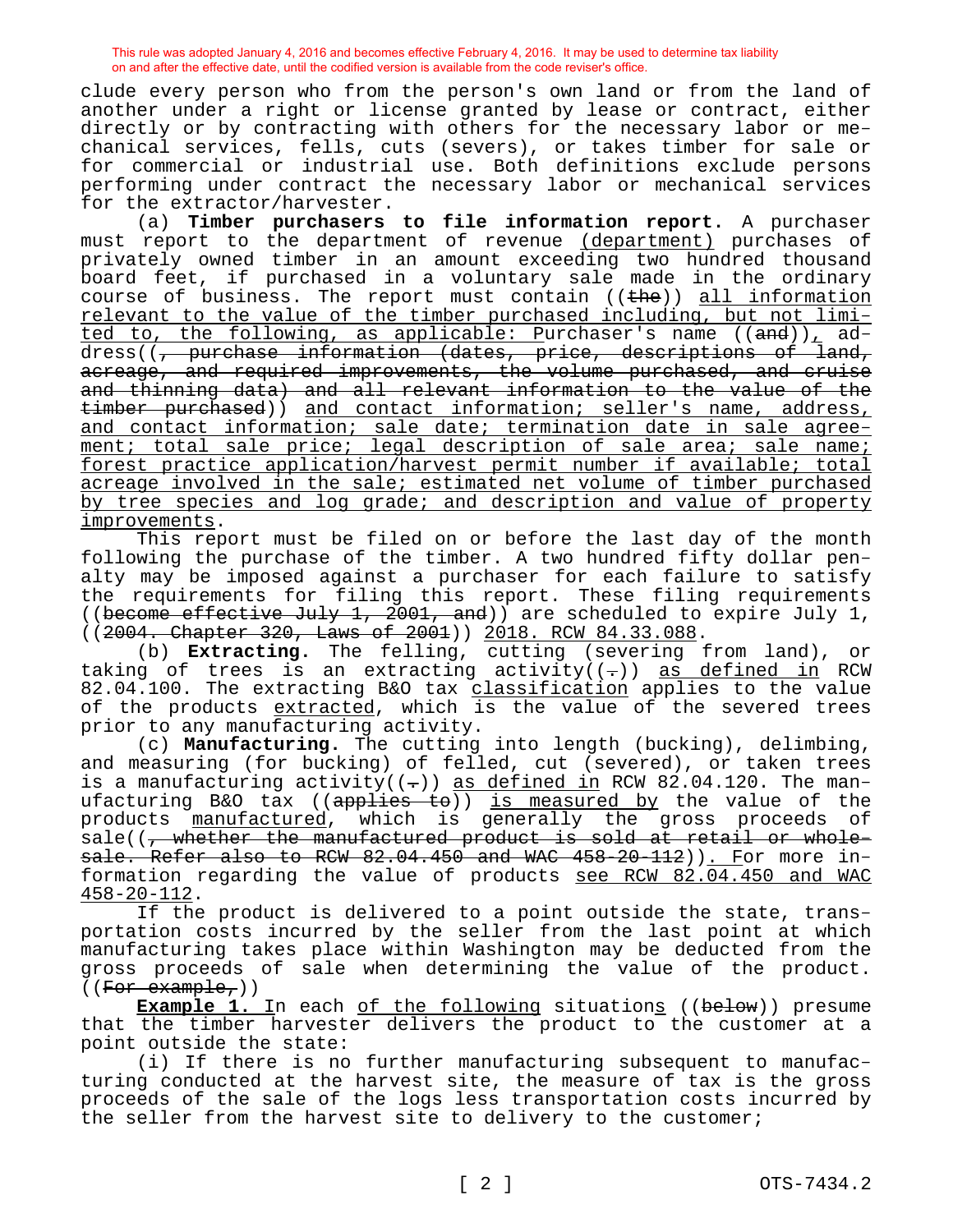This rule was adopted January 4, 2016 and becomes effective February 4, 2016. It may be used to determine tax liability on and after the effective date, until the codified version is available from the code reviser's office.

clude every person who from the person's own land or from the land of another under a right or license granted by lease or contract, either directly or by contracting with others for the necessary labor or mechanical services, fells, cuts (severs), or takes timber for sale or for commercial or industrial use. Both definitions exclude persons performing under contract the necessary labor or mechanical services for the extractor/harvester.

(a) **Timber purchasers to file information report.** A purchaser must report to the department of revenue (department) purchases of privately owned timber in an amount exceeding two hundred thousand board feet, if purchased in a voluntary sale made in the ordinary course of business. The report must contain ((~~the~~)) all information relevant to the value of the timber purchased including, but not limited to, the following, as applicable: Purchaser's name ((~~and~~)), address((~~, purchase information (dates, price, descriptions of land, acreage, and required improvements, the volume purchased, and cruise and thinning data) and all relevant information to the value of the timber purchased~~)) and contact information; seller's name, address, and contact information; sale date; termination date in sale agreement; total sale price; legal description of sale area; sale name; forest practice application/harvest permit number if available; total acreage involved in the sale; estimated net volume of timber purchased by tree species and log grade; and description and value of property improvements.

This report must be filed on or before the last day of the month following the purchase of the timber. A two hundred fifty dollar penalty may be imposed against a purchaser for each failure to satisfy the requirements for filing this report. These filing requirements ((~~become effective July 1, 2001, and~~)) are scheduled to expire July 1, ((~~2004. Chapter 320, Laws of 2001~~)) 2018. RCW 84.33.088.

(b) **Extracting.** The felling, cutting (severing from land), or taking of trees is an extracting activity((~~.~~)) as defined in RCW 82.04.100. The extracting B&O tax classification applies to the value of the products extracted, which is the value of the severed trees prior to any manufacturing activity.

(c) **Manufacturing.** The cutting into length (bucking), delimbing, and measuring (for bucking) of felled, cut (severed), or taken trees is a manufacturing activity((~~.~~)) as defined in RCW 82.04.120. The manufacturing B&O tax ((~~applies to~~)) is measured by the value of the products manufactured, which is generally the gross proceeds of sale((~~, whether the manufactured product is sold at retail or wholesale. Refer also to RCW 82.04.450 and WAC 458-20-112~~)). For more information regarding the value of products see RCW 82.04.450 and WAC 458-20-112.

If the product is delivered to a point outside the state, transportation costs incurred by the seller from the last point at which manufacturing takes place within Washington may be deducted from the gross proceeds of sale when determining the value of the product. ((~~For example,~~))

**Example 1.** In each of the following situations ((~~below~~)) presume that the timber harvester delivers the product to the customer at a point outside the state:

(i) If there is no further manufacturing subsequent to manufacturing conducted at the harvest site, the measure of tax is the gross proceeds of the sale of the logs less transportation costs incurred by the seller from the harvest site to delivery to the customer;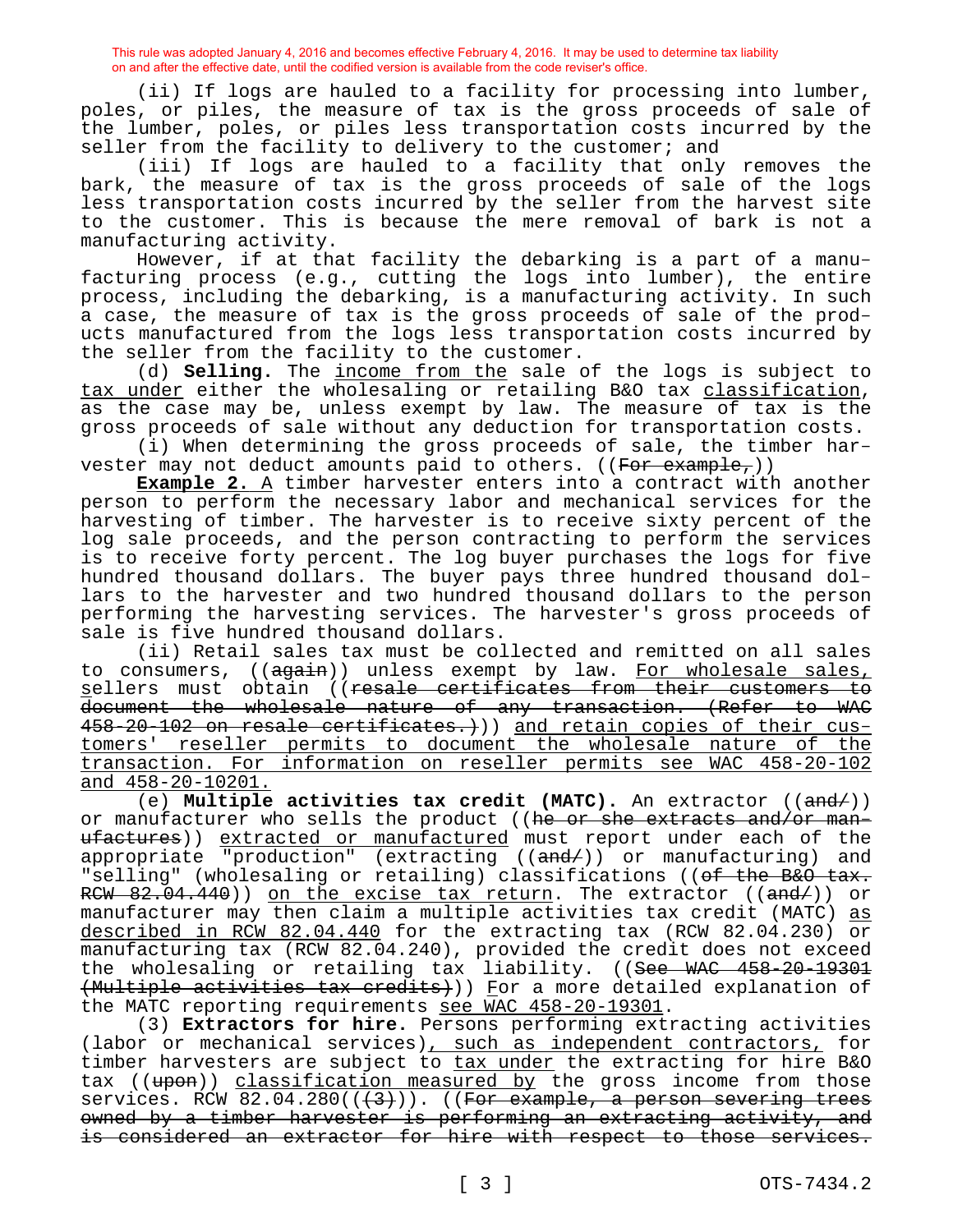This rule was adopted January 4, 2016 and becomes effective February 4, 2016. It may be used to determine tax liability on and after the effective date, until the codified version is available from the code reviser's office.

(ii) If logs are hauled to a facility for processing into lumber, poles, or piles, the measure of tax is the gross proceeds of sale of the lumber, poles, or piles less transportation costs incurred by the seller from the facility to delivery to the customer; and

(iii) If logs are hauled to a facility that only removes the bark, the measure of tax is the gross proceeds of sale of the logs less transportation costs incurred by the seller from the harvest site to the customer. This is because the mere removal of bark is not a manufacturing activity.

However, if at that facility the debarking is a part of a manufacturing process (e.g., cutting the logs into lumber), the entire process, including the debarking, is a manufacturing activity. In such a case, the measure of tax is the gross proceeds of sale of the products manufactured from the logs less transportation costs incurred by the seller from the facility to the customer.

(d) **Selling.** The income from the sale of the logs is subject to tax under either the wholesaling or retailing B&O tax classification, as the case may be, unless exempt by law. The measure of tax is the gross proceeds of sale without any deduction for transportation costs.

(i) When determining the gross proceeds of sale, the timber harvester may not deduct amounts paid to others. ((~~For example,~~))

**Example 2.** A timber harvester enters into a contract with another person to perform the necessary labor and mechanical services for the harvesting of timber. The harvester is to receive sixty percent of the log sale proceeds, and the person contracting to perform the services is to receive forty percent. The log buyer purchases the logs for five hundred thousand dollars. The buyer pays three hundred thousand dollars to the harvester and two hundred thousand dollars to the person performing the harvesting services. The harvester's gross proceeds of sale is five hundred thousand dollars.

(ii) Retail sales tax must be collected and remitted on all sales to consumers, ((~~again~~)) unless exempt by law. For wholesale sales, sellers must obtain ((~~resale certificates from their customers to document the wholesale nature of any transaction. (Refer to WAC 458-20-102 on resale certificates.)~~)) and retain copies of their customers' reseller permits to document the wholesale nature of the transaction. For information on reseller permits see WAC 458-20-102 and 458-20-10201.

(e) **Multiple activities tax credit (MATC).** An extractor ((~~and/~~)) or manufacturer who sells the product ((~~he or she extracts and/or manufactures~~)) extracted or manufactured must report under each of the appropriate "production" (extracting ((~~and/~~)) or manufacturing) and "selling" (wholesaling or retailing) classifications ((~~of the B&O tax. RCW 82.04.440~~)) on the excise tax return. The extractor ((~~and/~~)) or manufacturer may then claim a multiple activities tax credit (MATC) as described in RCW 82.04.440 for the extracting tax (RCW 82.04.230) or manufacturing tax (RCW 82.04.240), provided the credit does not exceed the wholesaling or retailing tax liability. ((~~See WAC 458-20-19301 (Multiple activities tax credits)~~)) For a more detailed explanation of the MATC reporting requirements see WAC 458-20-19301.

(3) **Extractors for hire.** Persons performing extracting activities (labor or mechanical services), such as independent contractors, for timber harvesters are subject to tax under the extracting for hire B&O tax ((~~upon~~)) classification measured by the gross income from those services. RCW 82.04.280((~~(3)~~)). ((~~For example, a person severing trees owned by a timber harvester is performing an extracting activity, and is considered an extractor for hire with respect to those services.~~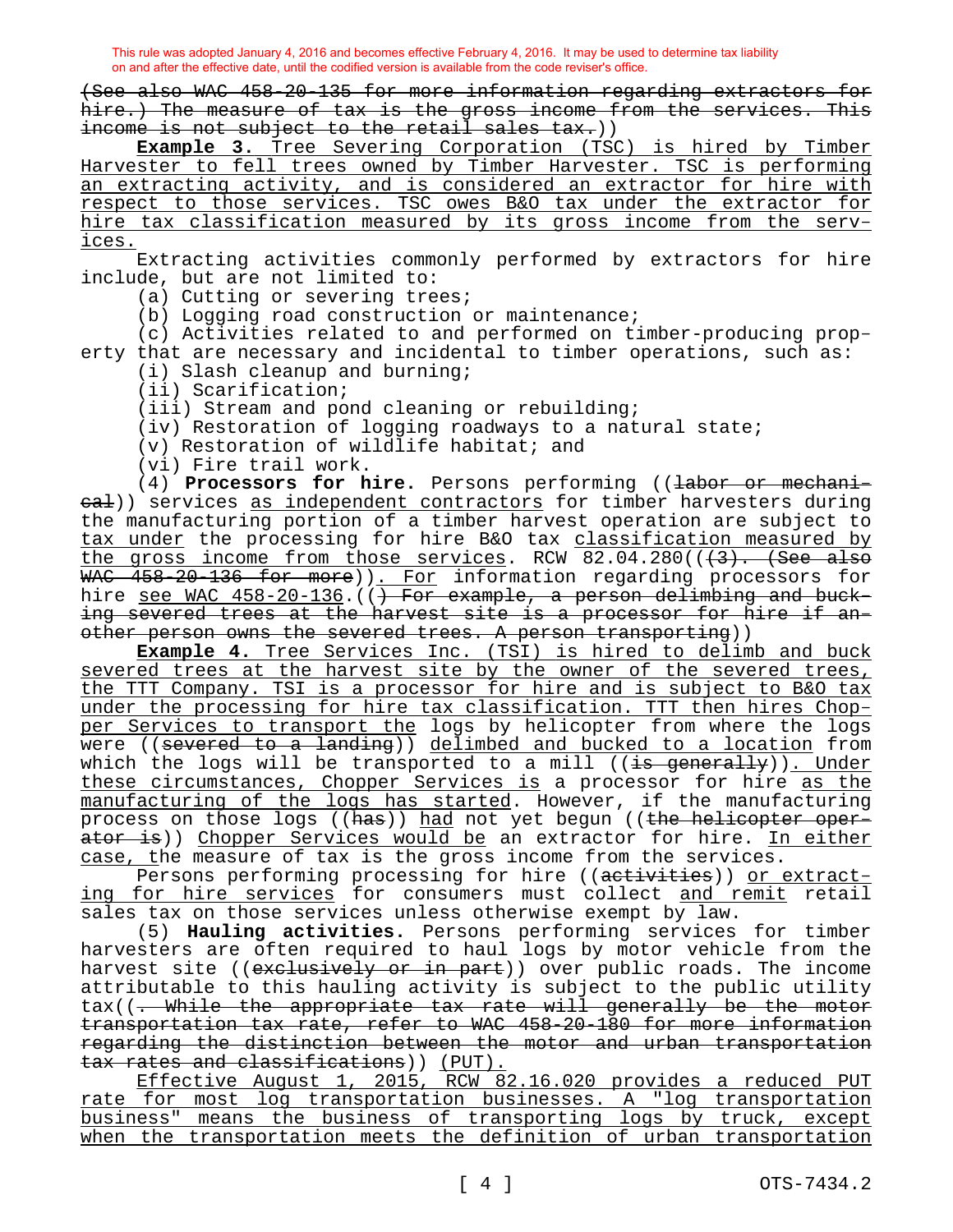This rule was adopted January 4, 2016 and becomes effective February 4, 2016. It may be used to determine tax liability on and after the effective date, until the codified version is available from the code reviser's office.

~~(See also WAC 458-20-135 for more information regarding extractors for hire.) The measure of tax is the gross income from the services. This income is not subject to the retail sales tax.~~))

**Example 3.** Tree Severing Corporation (TSC) is hired by Timber Harvester to fell trees owned by Timber Harvester. TSC is performing an extracting activity, and is considered an extractor for hire with respect to those services. TSC owes B&O tax under the extractor for hire tax classification measured by its gross income from the services.

Extracting activities commonly performed by extractors for hire include, but are not limited to:

(a) Cutting or severing trees;

(b) Logging road construction or maintenance;

(c) Activities related to and performed on timber-producing property that are necessary and incidental to timber operations, such as:

(i) Slash cleanup and burning;

(ii) Scarification;

(iii) Stream and pond cleaning or rebuilding;

(iv) Restoration of logging roadways to a natural state;

(v) Restoration of wildlife habitat; and

(vi) Fire trail work.

(4) **Processors for hire.** Persons performing ((~~labor or mechanical~~)) services as independent contractors for timber harvesters during the manufacturing portion of a timber harvest operation are subject to tax under the processing for hire B&O tax classification measured by the gross income from those services. RCW 82.04.280((~~(3). (See also WAC 458-20-136 for more~~)). For information regarding processors for hire see WAC 458-20-136.((~~) For example, a person delimbing and bucking severed trees at the harvest site is a processor for hire if another person owns the severed trees. A person transporting~~))

**Example 4.** Tree Services Inc. (TSI) is hired to delimb and buck severed trees at the harvest site by the owner of the severed trees, the TTT Company. TSI is a processor for hire and is subject to B&O tax under the processing for hire tax classification. TTT then hires Chopper Services to transport the logs by helicopter from where the logs were ((~~severed to a landing~~)) delimbed and bucked to a location from which the logs will be transported to a mill ((~~is generally~~)). Under these circumstances, Chopper Services is a processor for hire as the manufacturing of the logs has started. However, if the manufacturing process on those logs ((~~has~~)) had not yet begun ((~~the helicopter operator is~~)) Chopper Services would be an extractor for hire. In either case, the measure of tax is the gross income from the services.

Persons performing processing for hire ((~~activities~~)) or extracting for hire services for consumers must collect and remit retail sales tax on those services unless otherwise exempt by law.

(5) **Hauling activities.** Persons performing services for timber harvesters are often required to haul logs by motor vehicle from the harvest site ((~~exclusively or in part~~)) over public roads. The income attributable to this hauling activity is subject to the public utility tax((~~. While the appropriate tax rate will generally be the motor transportation tax rate, refer to WAC 458-20-180 for more information regarding the distinction between the motor and urban transportation tax rates and classifications~~)) (PUT).

Effective August 1, 2015, RCW 82.16.020 provides a reduced PUT rate for most log transportation businesses. A "log transportation business" means the business of transporting logs by truck, except when the transportation meets the definition of urban transportation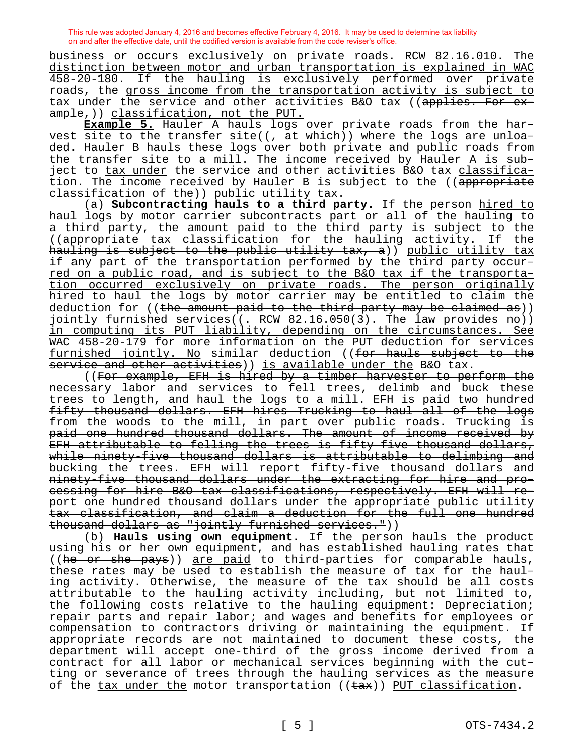business or occurs exclusively on private roads. RCW 82.16.010. The distinction between motor and urban transportation is explained in WAC 458-20-180. If the hauling is exclusively performed over private roads, the gross income from the transportation activity is subject to tax under the service and other activities B&O tax ((~~applies. For example,~~)) classification, not the PUT.

**Example 5.** Hauler A hauls logs over private roads from the harvest site to the transfer site((~~, at which~~)) where the logs are unloaded. Hauler B hauls these logs over both private and public roads from the transfer site to a mill. The income received by Hauler A is subject to tax under the service and other activities B&O tax classification. The income received by Hauler B is subject to the ((~~appropriate classification of the~~)) public utility tax.

(a) **Subcontracting hauls to a third party.** If the person hired to haul logs by motor carrier subcontracts part or all of the hauling to a third party, the amount paid to the third party is subject to the ((~~appropriate tax classification for the hauling activity. If the hauling is subject to the public utility tax, a~~)) public utility tax if any part of the transportation performed by the third party occurred on a public road, and is subject to the B&O tax if the transportation occurred exclusively on private roads. The person originally hired to haul the logs by motor carrier may be entitled to claim the deduction for ((~~the amount paid to the third party may be claimed as~~)) jointly furnished services((~~. RCW 82.16.050(3). The law provides no~~)) in computing its PUT liability, depending on the circumstances. See WAC 458-20-179 for more information on the PUT deduction for services furnished jointly. No similar deduction ((~~for hauls subject to the service and other activities~~)) is available under the B&O tax.

((~~For example, EFH is hired by a timber harvester to perform the necessary labor and services to fell trees, delimb and buck these trees to length, and haul the logs to a mill. EFH is paid two hundred fifty thousand dollars. EFH hires Trucking to haul all of the logs from the woods to the mill, in part over public roads. Trucking is paid one hundred thousand dollars. The amount of income received by EFH attributable to felling the trees is fifty-five thousand dollars, while ninety-five thousand dollars is attributable to delimbing and bucking the trees. EFH will report fifty-five thousand dollars and ninety-five thousand dollars under the extracting for hire and processing for hire B&O tax classifications, respectively. EFH will report one hundred thousand dollars under the appropriate public utility tax classification, and claim a deduction for the full one hundred thousand dollars as "jointly furnished services."~~))

(b) **Hauls using own equipment.** If the person hauls the product using his or her own equipment, and has established hauling rates that ((~~he or she pays~~)) are paid to third-parties for comparable hauls, these rates may be used to establish the measure of tax for the hauling activity. Otherwise, the measure of the tax should be all costs attributable to the hauling activity including, but not limited to, the following costs relative to the hauling equipment: Depreciation; repair parts and repair labor; and wages and benefits for employees or compensation to contractors driving or maintaining the equipment. If appropriate records are not maintained to document these costs, the department will accept one-third of the gross income derived from a contract for all labor or mechanical services beginning with the cutting or severance of trees through the hauling services as the measure of the tax under the motor transportation ((~~tax~~)) PUT classification.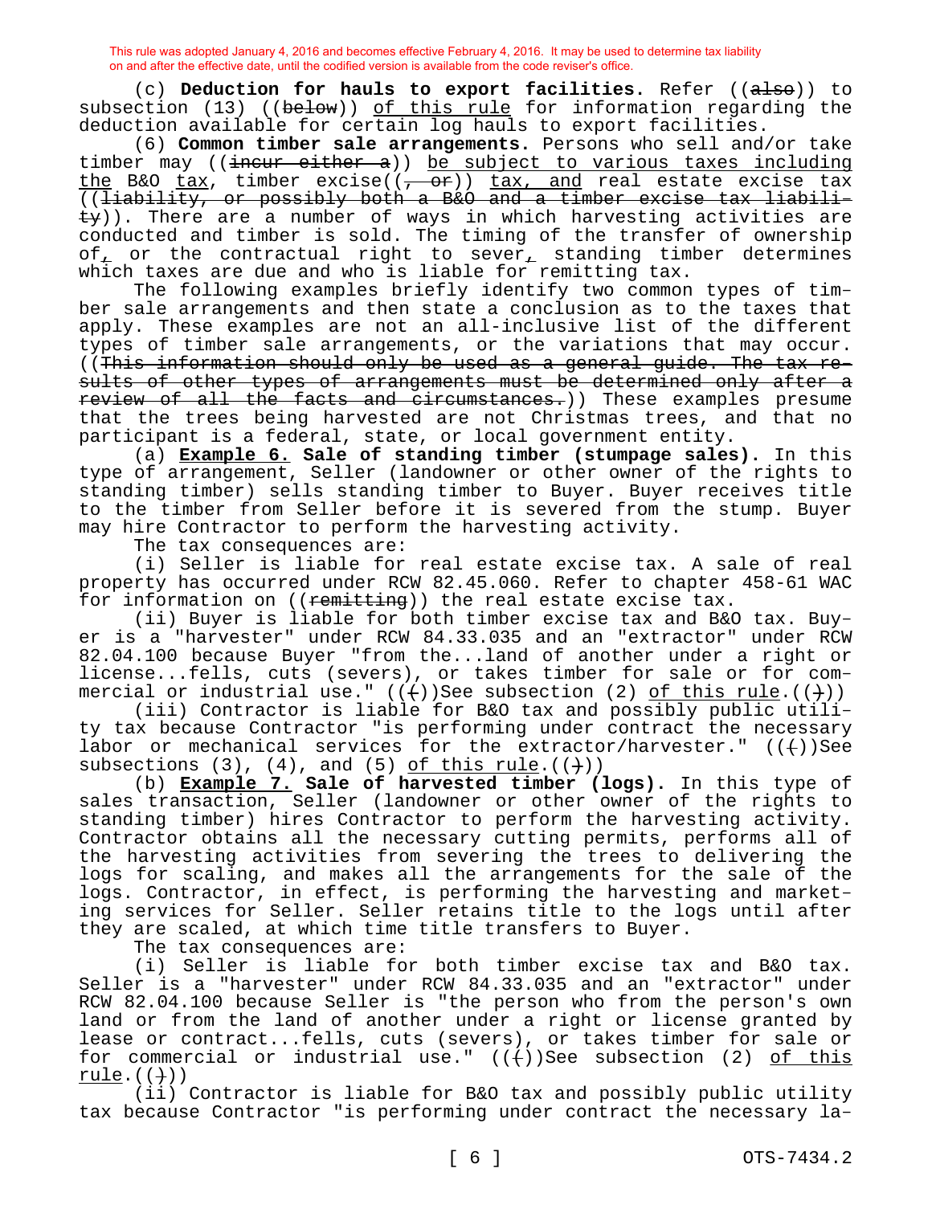This rule was adopted January 4, 2016 and becomes effective February 4, 2016. It may be used to determine tax liability on and after the effective date, until the codified version is available from the code reviser's office.

(c) **Deduction for hauls to export facilities.** Refer ((~~also~~)) to subsection (13) ((~~below~~)) <u>of this rule</u> for information regarding the deduction available for certain log hauls to export facilities.

(6) **Common timber sale arrangements.** Persons who sell and/or take timber may ((~~incur either a~~)) <u>be subject to various taxes including the</u> B&O <u>tax</u>, timber excise((~~, or~~)) <u>tax, and</u> real estate excise tax ((~~liability, or possibly both a B&O and a timber excise tax liability~~)). There are a number of ways in which harvesting activities are conducted and timber is sold. The timing of the transfer of ownership of<u>,</u> or the contractual right to sever<u>,</u> standing timber determines which taxes are due and who is liable for remitting tax.

The following examples briefly identify two common types of timber sale arrangements and then state a conclusion as to the taxes that apply. These examples are not an all-inclusive list of the different types of timber sale arrangements, or the variations that may occur. ((~~This information should only be used as a general guide. The tax results of other types of arrangements must be determined only after a review of all the facts and circumstances.~~)) These examples presume that the trees being harvested are not Christmas trees, and that no participant is a federal, state, or local government entity.

(a) **<u>Example 6.</u> Sale of standing timber (stumpage sales).** In this type of arrangement, Seller (landowner or other owner of the rights to standing timber) sells standing timber to Buyer. Buyer receives title to the timber from Seller before it is severed from the stump. Buyer may hire Contractor to perform the harvesting activity.

The tax consequences are:

(i) Seller is liable for real estate excise tax. A sale of real property has occurred under RCW 82.45.060. Refer to chapter 458-61 WAC for information on ((~~remitting~~)) the real estate excise tax.

(ii) Buyer is liable for both timber excise tax and B&O tax. Buyer is a "harvester" under RCW 84.33.035 and an "extractor" under RCW 82.04.100 because Buyer "from the...land of another under a right or license...fells, cuts (severs), or takes timber for sale or for commercial or industrial use." ((~~(~~))See subsection (2) <u>of this rule</u>.((~~)~~))

(iii) Contractor is liable for B&O tax and possibly public utility tax because Contractor "is performing under contract the necessary labor or mechanical services for the extractor/harvester." ((~~(~~))See subsections (3), (4), and (5) <u>of this rule</u>.((~~)~~))

(b) **<u>Example 7.</u> Sale of harvested timber (logs).** In this type of sales transaction, Seller (landowner or other owner of the rights to standing timber) hires Contractor to perform the harvesting activity. Contractor obtains all the necessary cutting permits, performs all of the harvesting activities from severing the trees to delivering the logs for scaling, and makes all the arrangements for the sale of the logs. Contractor, in effect, is performing the harvesting and marketing services for Seller. Seller retains title to the logs until after they are scaled, at which time title transfers to Buyer.

The tax consequences are:

(i) Seller is liable for both timber excise tax and B&O tax. Seller is a "harvester" under RCW 84.33.035 and an "extractor" under RCW 82.04.100 because Seller is "the person who from the person's own land or from the land of another under a right or license granted by lease or contract...fells, cuts (severs), or takes timber for sale or for commercial or industrial use." ((~~(~~))See subsection (2) <u>of this rule</u>.((~~)~~))

(ii) Contractor is liable for B&O tax and possibly public utility tax because Contractor "is performing under contract the necessary la-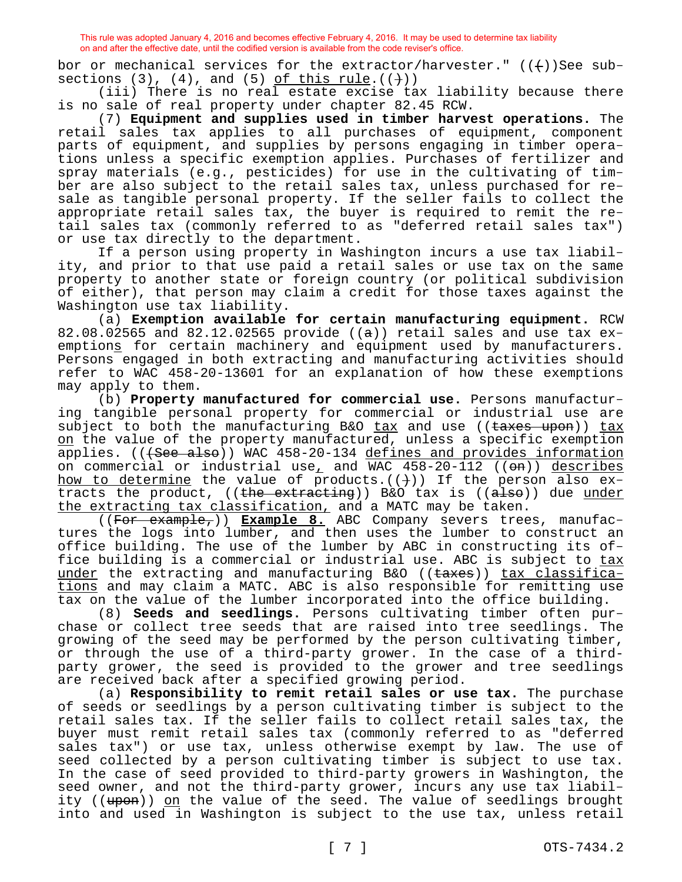This rule was adopted January 4, 2016 and becomes effective February 4, 2016. It may be used to determine tax liability on and after the effective date, until the codified version is available from the code reviser's office.

bor or mechanical services for the extractor/harvester." ((~~(~~))See subsections (3), (4), and (5) of this rule.((~~)~~))

(iii) There is no real estate excise tax liability because there is no sale of real property under chapter 82.45 RCW.

(7) **Equipment and supplies used in timber harvest operations.** The retail sales tax applies to all purchases of equipment, component parts of equipment, and supplies by persons engaging in timber operations unless a specific exemption applies. Purchases of fertilizer and spray materials (e.g., pesticides) for use in the cultivating of timber are also subject to the retail sales tax, unless purchased for resale as tangible personal property. If the seller fails to collect the appropriate retail sales tax, the buyer is required to remit the retail sales tax (commonly referred to as "deferred retail sales tax") or use tax directly to the department.

If a person using property in Washington incurs a use tax liability, and prior to that use paid a retail sales or use tax on the same property to another state or foreign country (or political subdivision of either), that person may claim a credit for those taxes against the Washington use tax liability.

(a) **Exemption available for certain manufacturing equipment.** RCW 82.08.02565 and 82.12.02565 provide ((~~a~~)) retail sales and use tax exemptions for certain machinery and equipment used by manufacturers. Persons engaged in both extracting and manufacturing activities should refer to WAC 458-20-13601 for an explanation of how these exemptions may apply to them.

(b) **Property manufactured for commercial use.** Persons manufacturing tangible personal property for commercial or industrial use are subject to both the manufacturing B&O tax and use ((~~taxes upon~~)) tax on the value of the property manufactured, unless a specific exemption applies. ((~~(See also~~)) WAC 458-20-134 defines and provides information on commercial or industrial use, and WAC 458-20-112 ((~~on~~)) describes how to determine the value of products.((~~)~~)) If the person also extracts the product, ((~~the extracting~~)) B&O tax is ((~~also~~)) due under the extracting tax classification, and a MATC may be taken.

((~~For example,~~)) **Example 8.** ABC Company severs trees, manufactures the logs into lumber, and then uses the lumber to construct an office building. The use of the lumber by ABC in constructing its office building is a commercial or industrial use. ABC is subject to tax under the extracting and manufacturing B&O ((~~taxes~~)) tax classifications and may claim a MATC. ABC is also responsible for remitting use tax on the value of the lumber incorporated into the office building.

(8) **Seeds and seedlings.** Persons cultivating timber often purchase or collect tree seeds that are raised into tree seedlings. The growing of the seed may be performed by the person cultivating timber, or through the use of a third-party grower. In the case of a third-party grower, the seed is provided to the grower and tree seedlings are received back after a specified growing period.

(a) **Responsibility to remit retail sales or use tax.** The purchase of seeds or seedlings by a person cultivating timber is subject to the retail sales tax. If the seller fails to collect retail sales tax, the buyer must remit retail sales tax (commonly referred to as "deferred sales tax") or use tax, unless otherwise exempt by law. The use of seed collected by a person cultivating timber is subject to use tax. In the case of seed provided to third-party growers in Washington, the seed owner, and not the third-party grower, incurs any use tax liability ((~~upon~~)) on the value of the seed. The value of seedlings brought into and used in Washington is subject to the use tax, unless retail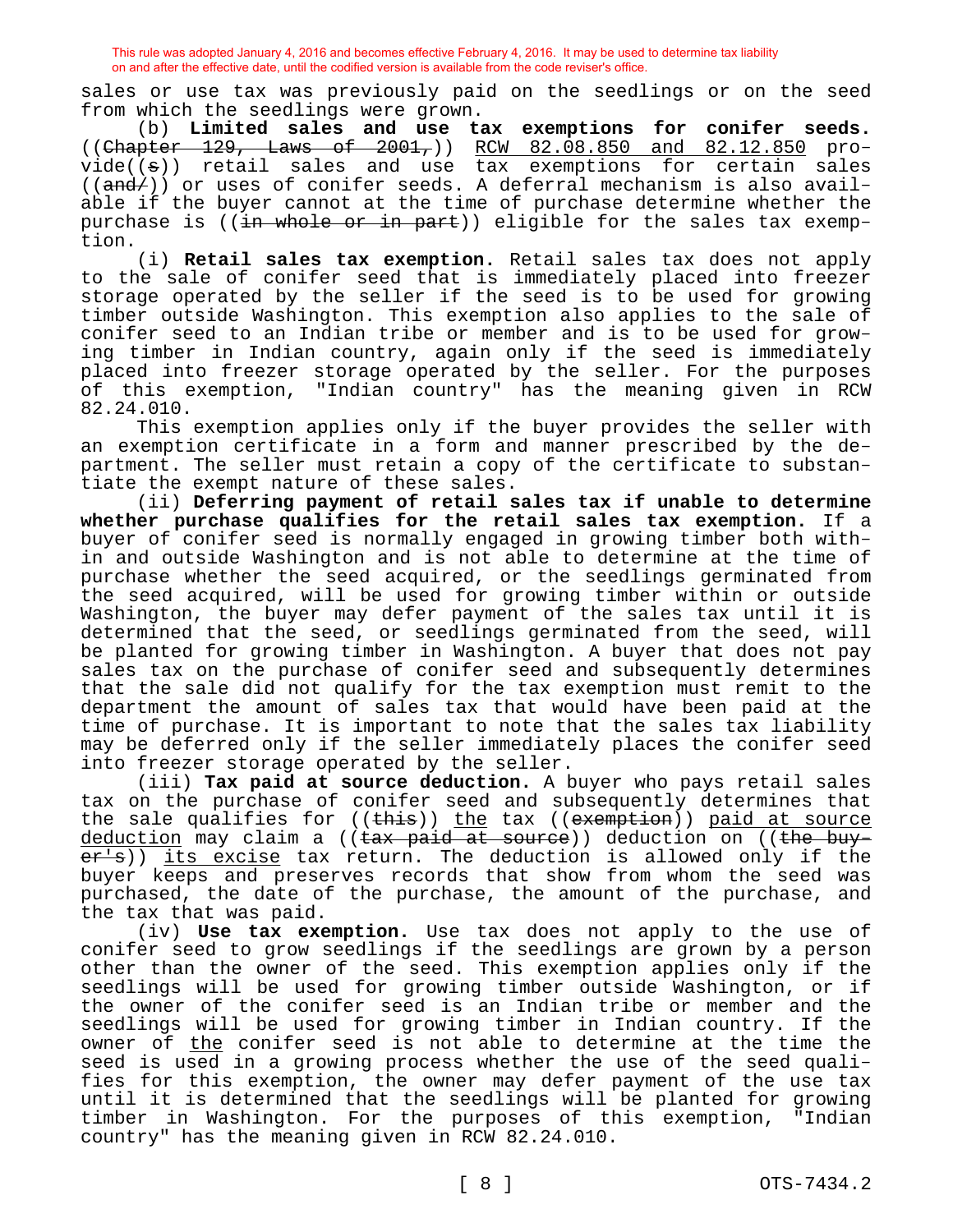This rule was adopted January 4, 2016 and becomes effective February 4, 2016. It may be used to determine tax liability on and after the effective date, until the codified version is available from the code reviser's office.

sales or use tax was previously paid on the seedlings or on the seed from which the seedlings were grown.

(b) **Limited sales and use tax exemptions for conifer seeds.** ((~~Chapter 129, Laws of 2001,~~)) <u>RCW 82.08.850 and 82.12.850</u> provide((~~s~~)) retail sales and use tax exemptions for certain sales ((~~and/~~)) or uses of conifer seeds. A deferral mechanism is also available if the buyer cannot at the time of purchase determine whether the purchase is ((~~in whole or in part~~)) eligible for the sales tax exemption.

(i) **Retail sales tax exemption.** Retail sales tax does not apply to the sale of conifer seed that is immediately placed into freezer storage operated by the seller if the seed is to be used for growing timber outside Washington. This exemption also applies to the sale of conifer seed to an Indian tribe or member and is to be used for growing timber in Indian country, again only if the seed is immediately placed into freezer storage operated by the seller. For the purposes of this exemption, "Indian country" has the meaning given in RCW 82.24.010.

This exemption applies only if the buyer provides the seller with an exemption certificate in a form and manner prescribed by the department. The seller must retain a copy of the certificate to substantiate the exempt nature of these sales.

(ii) **Deferring payment of retail sales tax if unable to determine whether purchase qualifies for the retail sales tax exemption.** If a buyer of conifer seed is normally engaged in growing timber both within and outside Washington and is not able to determine at the time of purchase whether the seed acquired, or the seedlings germinated from the seed acquired, will be used for growing timber within or outside Washington, the buyer may defer payment of the sales tax until it is determined that the seed, or seedlings germinated from the seed, will be planted for growing timber in Washington. A buyer that does not pay sales tax on the purchase of conifer seed and subsequently determines that the sale did not qualify for the tax exemption must remit to the department the amount of sales tax that would have been paid at the time of purchase. It is important to note that the sales tax liability may be deferred only if the seller immediately places the conifer seed into freezer storage operated by the seller.

(iii) **Tax paid at source deduction.** A buyer who pays retail sales tax on the purchase of conifer seed and subsequently determines that the sale qualifies for ((~~this~~)) <u>the</u> tax ((~~exemption~~)) <u>paid at source deduction</u> may claim a ((~~tax paid at source~~)) deduction on ((~~the buyer's~~)) <u>its excise</u> tax return. The deduction is allowed only if the buyer keeps and preserves records that show from whom the seed was purchased, the date of the purchase, the amount of the purchase, and the tax that was paid.

(iv) **Use tax exemption.** Use tax does not apply to the use of conifer seed to grow seedlings if the seedlings are grown by a person other than the owner of the seed. This exemption applies only if the seedlings will be used for growing timber outside Washington, or if the owner of the conifer seed is an Indian tribe or member and the seedlings will be used for growing timber in Indian country. If the owner of <u>the</u> conifer seed is not able to determine at the time the seed is used in a growing process whether the use of the seed qualifies for this exemption, the owner may defer payment of the use tax until it is determined that the seedlings will be planted for growing timber in Washington. For the purposes of this exemption, "Indian country" has the meaning given in RCW 82.24.010.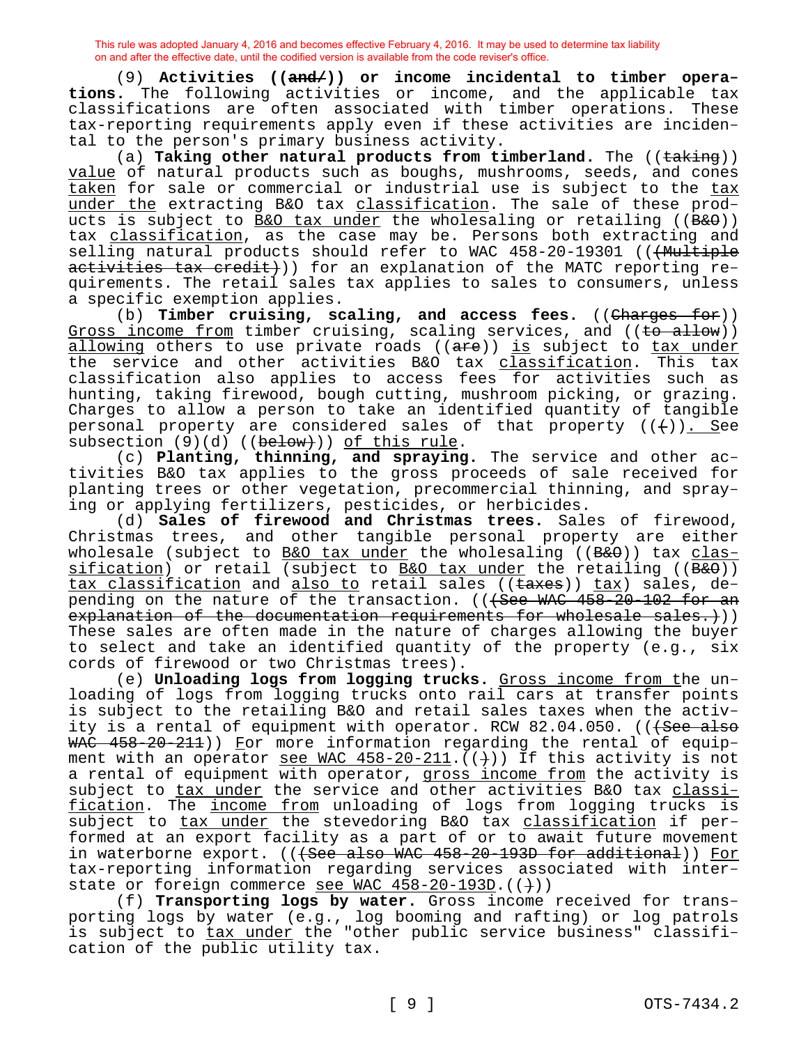This rule was adopted January 4, 2016 and becomes effective February 4, 2016. It may be used to determine tax liability on and after the effective date, until the codified version is available from the code reviser's office.

(9) **Activities ((and/)) or income incidental to timber operations.** The following activities or income, and the applicable tax classifications are often associated with timber operations. These tax-reporting requirements apply even if these activities are incidental to the person's primary business activity.

(a) **Taking other natural products from timberland.** The ((~~taking~~)) value of natural products such as boughs, mushrooms, seeds, and cones taken for sale or commercial or industrial use is subject to the tax under the extracting B&O tax classification. The sale of these products is subject to B&O tax under the wholesaling or retailing ((~~B&O~~)) tax classification, as the case may be. Persons both extracting and selling natural products should refer to WAC 458-20-19301 ((~~(Multiple activities tax credit)~~)) for an explanation of the MATC reporting requirements. The retail sales tax applies to sales to consumers, unless a specific exemption applies.

(b) **Timber cruising, scaling, and access fees.** ((~~Charges for~~)) Gross income from timber cruising, scaling services, and ((~~to allow~~)) allowing others to use private roads ((~~are~~)) is subject to tax under the service and other activities B&O tax classification. This tax classification also applies to access fees for activities such as hunting, taking firewood, bough cutting, mushroom picking, or grazing. Charges to allow a person to take an identified quantity of tangible personal property are considered sales of that property ((~~(~~)). See subsection (9)(d) ((~~below)~~)) of this rule.

(c) **Planting, thinning, and spraying.** The service and other activities B&O tax applies to the gross proceeds of sale received for planting trees or other vegetation, precommercial thinning, and spraying or applying fertilizers, pesticides, or herbicides.

(d) **Sales of firewood and Christmas trees.** Sales of firewood, Christmas trees, and other tangible personal property are either wholesale (subject to B&O tax under the wholesaling ((~~B&O~~)) tax classification) or retail (subject to B&O tax under the retailing ((~~B&O~~)) tax classification and also to retail sales ((~~taxes~~)) tax) sales, depending on the nature of the transaction. ((~~(See WAC 458-20-102 for an explanation of the documentation requirements for wholesale sales.)~~)) These sales are often made in the nature of charges allowing the buyer to select and take an identified quantity of the property (e.g., six cords of firewood or two Christmas trees).

(e) **Unloading logs from logging trucks.** Gross income from the unloading of logs from logging trucks onto rail cars at transfer points is subject to the retailing B&O and retail sales taxes when the activity is a rental of equipment with operator. RCW 82.04.050. ((~~(See also WAC 458-20-211~~)) For more information regarding the rental of equipment with an operator see WAC 458-20-211.((~~)~~)) If this activity is not a rental of equipment with operator, gross income from the activity is subject to tax under the service and other activities B&O tax classification. The income from unloading of logs from logging trucks is subject to tax under the stevedoring B&O tax classification if performed at an export facility as a part of or to await future movement in waterborne export. ((~~(See also WAC 458-20-193D for additional~~)) For tax-reporting information regarding services associated with interstate or foreign commerce see WAC 458-20-193D.((~~)~~))

(f) **Transporting logs by water.** Gross income received for transporting logs by water (e.g., log booming and rafting) or log patrols is subject to tax under the "other public service business" classification of the public utility tax.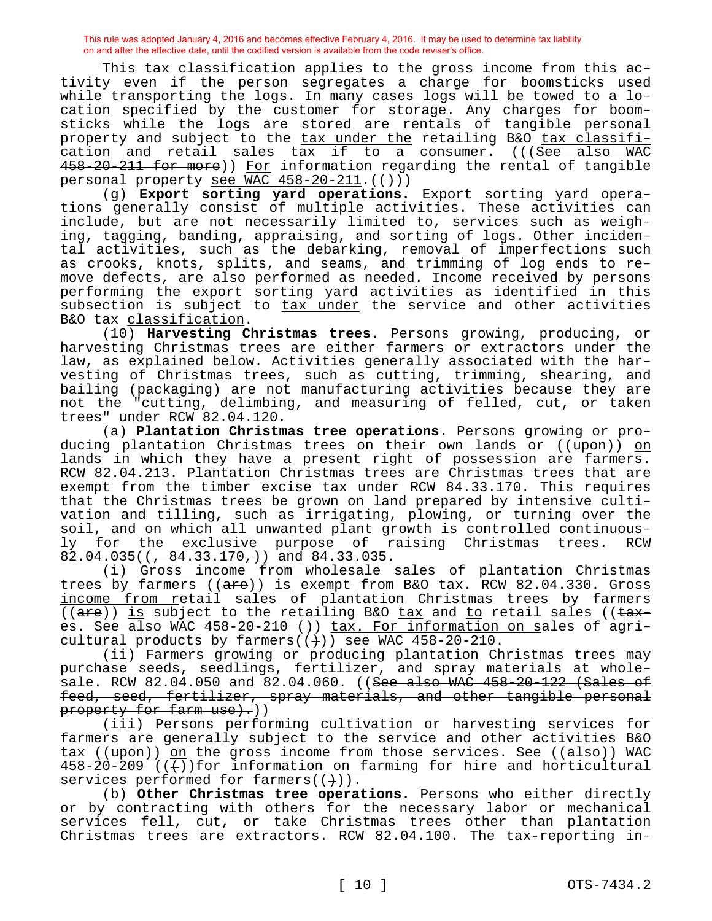This tax classification applies to the gross income from this activity even if the person segregates a charge for boomsticks used while transporting the logs. In many cases logs will be towed to a location specified by the customer for storage. Any charges for boomsticks while the logs are stored are rentals of tangible personal property and subject to the <u>tax under the</u> retailing B&O <u>tax classification</u> and retail sales tax if to a consumer. ((~~(See also WAC 458-20-211 for more~~)) <u>For</u> information regarding the rental of tangible personal property <u>see WAC 458-20-211</u>.((~~)~~))

(g) **Export sorting yard operations.** Export sorting yard operations generally consist of multiple activities. These activities can include, but are not necessarily limited to, services such as weighing, tagging, banding, appraising, and sorting of logs. Other incidental activities, such as the debarking, removal of imperfections such as crooks, knots, splits, and seams, and trimming of log ends to remove defects, are also performed as needed. Income received by persons performing the export sorting yard activities as identified in this subsection is subject to <u>tax under</u> the service and other activities B&O tax <u>classification</u>.

(10) **Harvesting Christmas trees.** Persons growing, producing, or harvesting Christmas trees are either farmers or extractors under the law, as explained below. Activities generally associated with the harvesting of Christmas trees, such as cutting, trimming, shearing, and bailing (packaging) are not manufacturing activities because they are not the "cutting, delimbing, and measuring of felled, cut, or taken trees" under RCW 82.04.120.

(a) **Plantation Christmas tree operations.** Persons growing or producing plantation Christmas trees on their own lands or ((~~upon~~)) <u>on</u> lands in which they have a present right of possession are farmers. RCW 82.04.213. Plantation Christmas trees are Christmas trees that are exempt from the timber excise tax under RCW 84.33.170. This requires that the Christmas trees be grown on land prepared by intensive cultivation and tilling, such as irrigating, plowing, or turning over the soil, and on which all unwanted plant growth is controlled continuously for the exclusive purpose of raising Christmas trees. RCW 82.04.035((~~, 84.33.170,~~)) and 84.33.035.

(i) <u>Gross income from w</u>holesale sales of plantation Christmas trees by farmers ((~~are~~)) <u>is</u> exempt from B&O tax. RCW 82.04.330. <u>Gross income from r</u>etail sales of plantation Christmas trees by farmers ((~~are~~)) <u>is</u> subject to the retailing B&O <u>tax</u> and <u>to</u> retail sales ((~~taxes. See also WAC 458-20-210 (~~)) <u>tax. For information on s</u>ales of agricultural products by farmers((~~)~~)) <u>see WAC 458-20-210</u>.

(ii) Farmers growing or producing plantation Christmas trees may purchase seeds, seedlings, fertilizer, and spray materials at wholesale. RCW 82.04.050 and 82.04.060. ((~~See also WAC 458-20-122 (Sales of feed, seed, fertilizer, spray materials, and other tangible personal property for farm use).~~))

(iii) Persons performing cultivation or harvesting services for farmers are generally subject to the service and other activities B&O tax ((~~upon~~)) <u>on</u> the gross income from those services. See ((~~also~~)) WAC 458-20-209 ((~~(~~))<u>for information on f</u>arming for hire and horticultural services performed for farmers((~~)~~)).

(b) **Other Christmas tree operations.** Persons who either directly or by contracting with others for the necessary labor or mechanical services fell, cut, or take Christmas trees other than plantation Christmas trees are extractors. RCW 82.04.100. The tax-reporting in-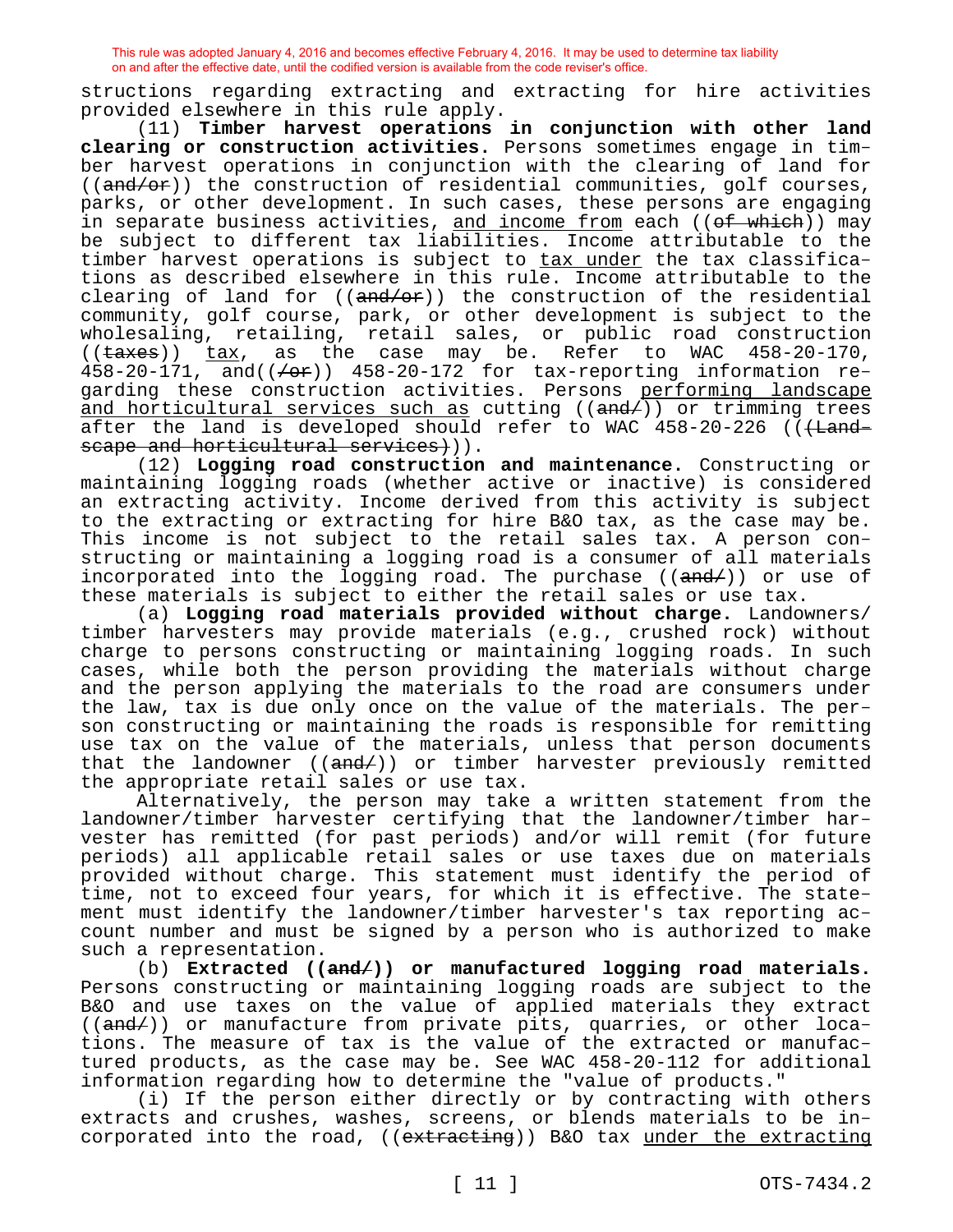structions regarding extracting and extracting for hire activities provided elsewhere in this rule apply.

(11) **Timber harvest operations in conjunction with other land clearing or construction activities.** Persons sometimes engage in timber harvest operations in conjunction with the clearing of land for ((~~and/or~~)) the construction of residential communities, golf courses, parks, or other development. In such cases, these persons are engaging in separate business activities, <u>and income from</u> each ((~~of which~~)) may be subject to different tax liabilities. Income attributable to the timber harvest operations is subject to <u>tax under</u> the tax classifications as described elsewhere in this rule. Income attributable to the clearing of land for ((~~and/or~~)) the construction of the residential community, golf course, park, or other development is subject to the wholesaling, retailing, retail sales, or public road construction ((~~taxes~~)) <u>tax</u>, as the case may be. Refer to WAC 458-20-170, 458-20-171, and((~~/or~~)) 458-20-172 for tax-reporting information regarding these construction activities. Persons <u>performing landscape and horticultural services such as</u> cutting ((~~and/~~)) or trimming trees after the land is developed should refer to WAC 458-20-226 ((~~(Landscape and horticultural services)~~)).

(12) **Logging road construction and maintenance.** Constructing or maintaining logging roads (whether active or inactive) is considered an extracting activity. Income derived from this activity is subject to the extracting or extracting for hire B&O tax, as the case may be. This income is not subject to the retail sales tax. A person constructing or maintaining a logging road is a consumer of all materials incorporated into the logging road. The purchase ((~~and/~~)) or use of these materials is subject to either the retail sales or use tax.

(a) **Logging road materials provided without charge.** Landowners/timber harvesters may provide materials (e.g., crushed rock) without charge to persons constructing or maintaining logging roads. In such cases, while both the person providing the materials without charge and the person applying the materials to the road are consumers under the law, tax is due only once on the value of the materials. The person constructing or maintaining the roads is responsible for remitting use tax on the value of the materials, unless that person documents that the landowner ((~~and/~~)) or timber harvester previously remitted the appropriate retail sales or use tax.

Alternatively, the person may take a written statement from the landowner/timber harvester certifying that the landowner/timber harvester has remitted (for past periods) and/or will remit (for future periods) all applicable retail sales or use taxes due on materials provided without charge. This statement must identify the period of time, not to exceed four years, for which it is effective. The statement must identify the landowner/timber harvester's tax reporting account number and must be signed by a person who is authorized to make such a representation.

(b) **Extracted ((~~and/~~)) or manufactured logging road materials.** Persons constructing or maintaining logging roads are subject to the B&O and use taxes on the value of applied materials they extract ((~~and/~~)) or manufacture from private pits, quarries, or other locations. The measure of tax is the value of the extracted or manufactured products, as the case may be. See WAC 458-20-112 for additional information regarding how to determine the "value of products."

(i) If the person either directly or by contracting with others extracts and crushes, washes, screens, or blends materials to be incorporated into the road, ((~~extracting~~)) B&O tax <u>under the extracting</u>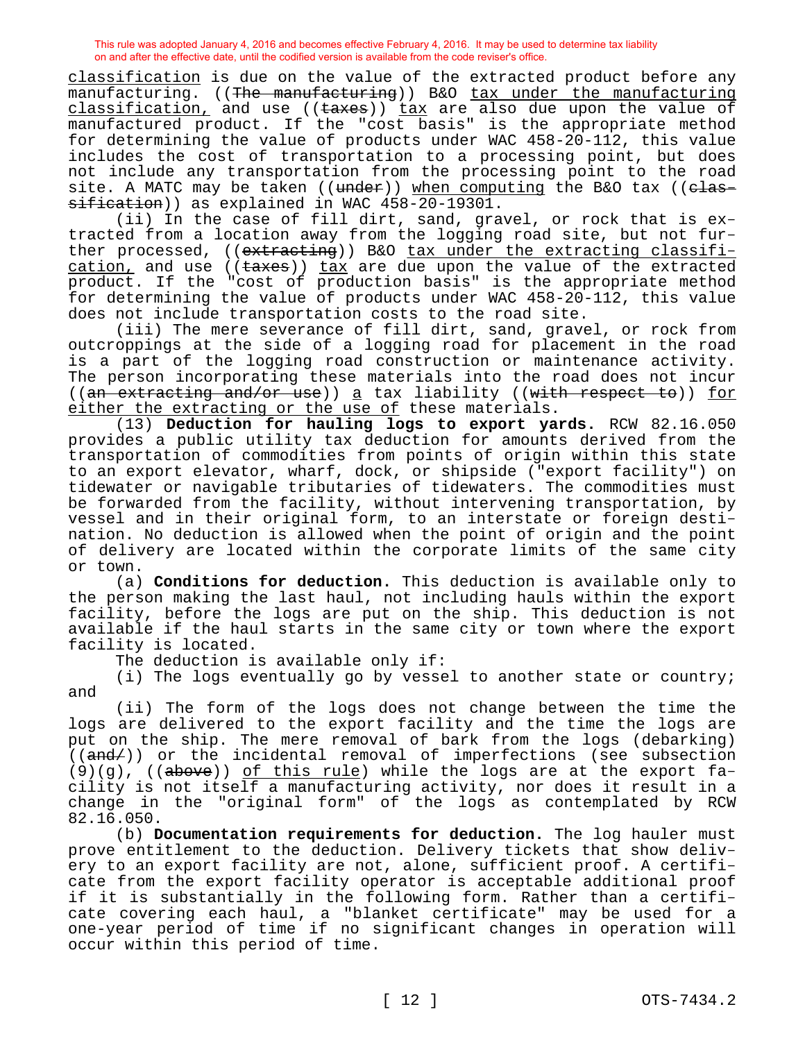classification is due on the value of the extracted product before any manufacturing. ((~~The manufacturing~~)) B&O tax under the manufacturing classification, and use ((~~taxes~~)) tax are also due upon the value of manufactured product. If the "cost basis" is the appropriate method for determining the value of products under WAC 458-20-112, this value includes the cost of transportation to a processing point, but does not include any transportation from the processing point to the road site. A MATC may be taken ((~~under~~)) when computing the B&O tax ((~~classification~~)) as explained in WAC 458-20-19301.

(ii) In the case of fill dirt, sand, gravel, or rock that is extracted from a location away from the logging road site, but not further processed, ((~~extracting~~)) B&O tax under the extracting classification, and use ((~~taxes~~)) tax are due upon the value of the extracted product. If the "cost of production basis" is the appropriate method for determining the value of products under WAC 458-20-112, this value does not include transportation costs to the road site.

(iii) The mere severance of fill dirt, sand, gravel, or rock from outcroppings at the side of a logging road for placement in the road is a part of the logging road construction or maintenance activity. The person incorporating these materials into the road does not incur ((~~an extracting and/or use~~)) a tax liability ((~~with respect to~~)) for either the extracting or the use of these materials.

(13) **Deduction for hauling logs to export yards.** RCW 82.16.050 provides a public utility tax deduction for amounts derived from the transportation of commodities from points of origin within this state to an export elevator, wharf, dock, or shipside ("export facility") on tidewater or navigable tributaries of tidewaters. The commodities must be forwarded from the facility, without intervening transportation, by vessel and in their original form, to an interstate or foreign destination. No deduction is allowed when the point of origin and the point of delivery are located within the corporate limits of the same city or town.

(a) **Conditions for deduction.** This deduction is available only to the person making the last haul, not including hauls within the export facility, before the logs are put on the ship. This deduction is not available if the haul starts in the same city or town where the export facility is located.

The deduction is available only if:

(i) The logs eventually go by vessel to another state or country; and

(ii) The form of the logs does not change between the time the logs are delivered to the export facility and the time the logs are put on the ship. The mere removal of bark from the logs (debarking) ((~~and/~~)) or the incidental removal of imperfections (see subsection (9)(g), ((~~above~~)) of this rule) while the logs are at the export facility is not itself a manufacturing activity, nor does it result in a change in the "original form" of the logs as contemplated by RCW 82.16.050.

(b) **Documentation requirements for deduction.** The log hauler must prove entitlement to the deduction. Delivery tickets that show delivery to an export facility are not, alone, sufficient proof. A certificate from the export facility operator is acceptable additional proof if it is substantially in the following form. Rather than a certificate covering each haul, a "blanket certificate" may be used for a one-year period of time if no significant changes in operation will occur within this period of time.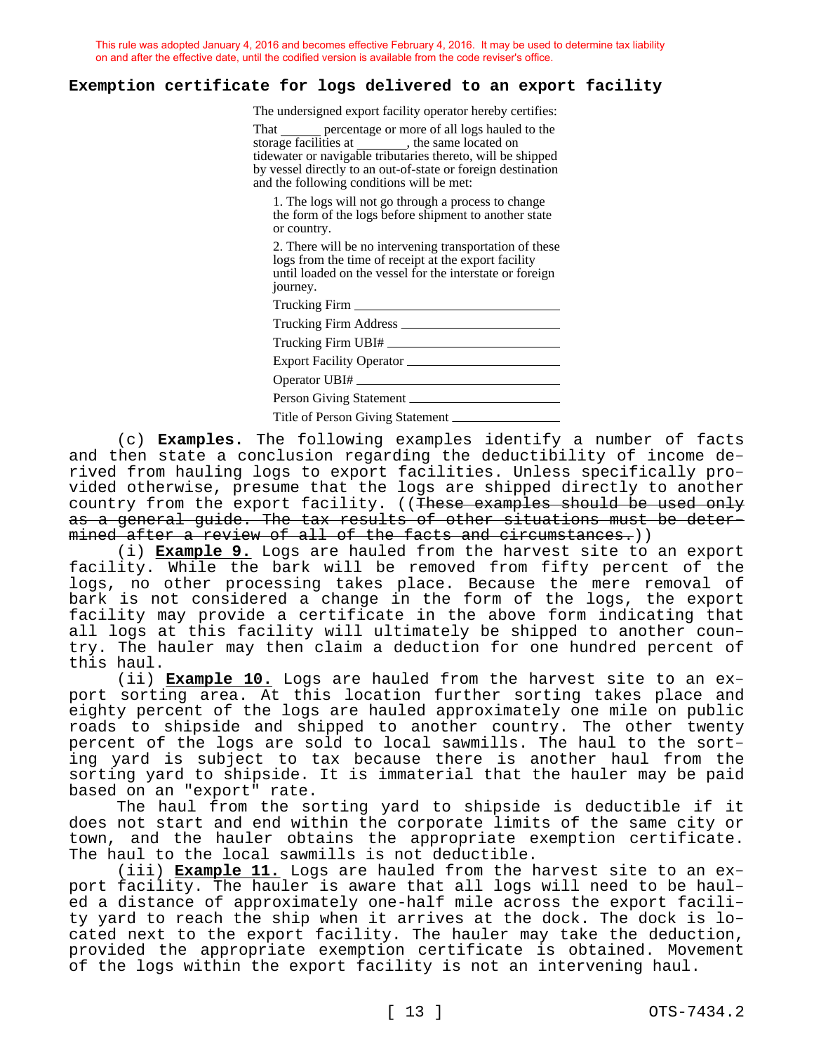This rule was adopted January 4, 2016 and becomes effective February 4, 2016. It may be used to determine tax liability on and after the effective date, until the codified version is available from the code reviser's office.

## Exemption certificate for logs delivered to an export facility

The undersigned export facility operator hereby certifies:

That ______ percentage or more of all logs hauled to the storage facilities at _______, the same located on tidewater or navigable tributaries thereto, will be shipped by vessel directly to an out-of-state or foreign destination and the following conditions will be met:

1. The logs will not go through a process to change the form of the logs before shipment to another state or country.

2. There will be no intervening transportation of these logs from the time of receipt at the export facility until loaded on the vessel for the interstate or foreign journey.

Trucking Firm ______________________

Trucking Firm Address ______________________

Trucking Firm UBI# ______________________

Export Facility Operator ______________________

Operator UBI# ______________________

Person Giving Statement ______________________

Title of Person Giving Statement ______________________

(c) **Examples.** The following examples identify a number of facts and then state a conclusion regarding the deductibility of income derived from hauling logs to export facilities. Unless specifically provided otherwise, presume that the logs are shipped directly to another country from the export facility. ((~~These examples should be used only as a general guide. The tax results of other situations must be determined after a review of all of the facts and circumstances.~~))

(i) **Example 9.** Logs are hauled from the harvest site to an export facility. While the bark will be removed from fifty percent of the logs, no other processing takes place. Because the mere removal of bark is not considered a change in the form of the logs, the export facility may provide a certificate in the above form indicating that all logs at this facility will ultimately be shipped to another country. The hauler may then claim a deduction for one hundred percent of this haul.

(ii) **Example 10.** Logs are hauled from the harvest site to an export sorting area. At this location further sorting takes place and eighty percent of the logs are hauled approximately one mile on public roads to shipside and shipped to another country. The other twenty percent of the logs are sold to local sawmills. The haul to the sorting yard is subject to tax because there is another haul from the sorting yard to shipside. It is immaterial that the hauler may be paid based on an "export" rate.

The haul from the sorting yard to shipside is deductible if it does not start and end within the corporate limits of the same city or town, and the hauler obtains the appropriate exemption certificate. The haul to the local sawmills is not deductible.

(iii) **Example 11.** Logs are hauled from the harvest site to an export facility. The hauler is aware that all logs will need to be hauled a distance of approximately one-half mile across the export facility yard to reach the ship when it arrives at the dock. The dock is located next to the export facility. The hauler may take the deduction, provided the appropriate exemption certificate is obtained. Movement of the logs within the export facility is not an intervening haul.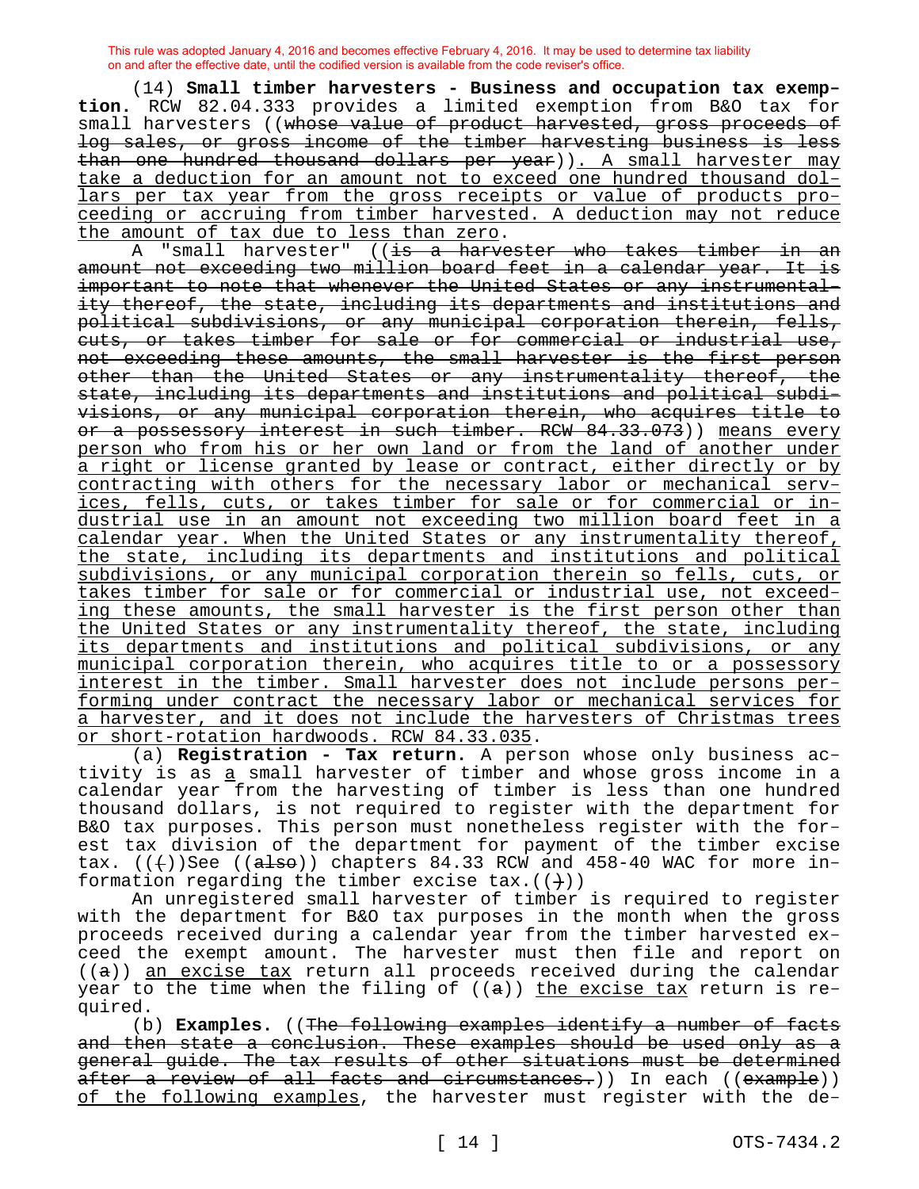This rule was adopted January 4, 2016 and becomes effective February 4, 2016. It may be used to determine tax liability on and after the effective date, until the codified version is available from the code reviser's office.

(14) **Small timber harvesters - Business and occupation tax exemption.** RCW 82.04.333 provides a limited exemption from B&O tax for small harvesters ((~~whose value of product harvested, gross proceeds of log sales, or gross income of the timber harvesting business is less than one hundred thousand dollars per year~~)). A small harvester may take a deduction for an amount not to exceed one hundred thousand dollars per tax year from the gross receipts or value of products proceeding or accruing from timber harvested. A deduction may not reduce the amount of tax due to less than zero.

A "small harvester" ((~~is a harvester who takes timber in an amount not exceeding two million board feet in a calendar year. It is important to note that whenever the United States or any instrumentality thereof, the state, including its departments and institutions and political subdivisions, or any municipal corporation therein, fells, cuts, or takes timber for sale or for commercial or industrial use, not exceeding these amounts, the small harvester is the first person other than the United States or any instrumentality thereof, the state, including its departments and institutions and political subdivisions, or any municipal corporation therein, who acquires title to or a possessory interest in such timber. RCW 84.33.073~~)) means every person who from his or her own land or from the land of another under a right or license granted by lease or contract, either directly or by contracting with others for the necessary labor or mechanical services, fells, cuts, or takes timber for sale or for commercial or industrial use in an amount not exceeding two million board feet in a calendar year. When the United States or any instrumentality thereof, the state, including its departments and institutions and political subdivisions, or any municipal corporation therein so fells, cuts, or takes timber for sale or for commercial or industrial use, not exceeding these amounts, the small harvester is the first person other than the United States or any instrumentality thereof, the state, including its departments and institutions and political subdivisions, or any municipal corporation therein, who acquires title to or a possessory interest in the timber. Small harvester does not include persons performing under contract the necessary labor or mechanical services for a harvester, and it does not include the harvesters of Christmas trees or short-rotation hardwoods. RCW 84.33.035.

(a) **Registration - Tax return.** A person whose only business activity is as a small harvester of timber and whose gross income in a calendar year from the harvesting of timber is less than one hundred thousand dollars, is not required to register with the department for B&O tax purposes. This person must nonetheless register with the forest tax division of the department for payment of the timber excise tax. ((~~(~~))See ((~~also~~)) chapters 84.33 RCW and 458-40 WAC for more information regarding the timber excise tax.((~~)~~))

An unregistered small harvester of timber is required to register with the department for B&O tax purposes in the month when the gross proceeds received during a calendar year from the timber harvested exceed the exempt amount. The harvester must then file and report on ((~~a~~)) an excise tax return all proceeds received during the calendar year to the time when the filing of ((~~a~~)) the excise tax return is required.

(b) **Examples.** ((~~The following examples identify a number of facts and then state a conclusion. These examples should be used only as a general guide. The tax results of other situations must be determined after a review of all facts and circumstances.~~)) In each ((~~example~~)) of the following examples, the harvester must register with the de-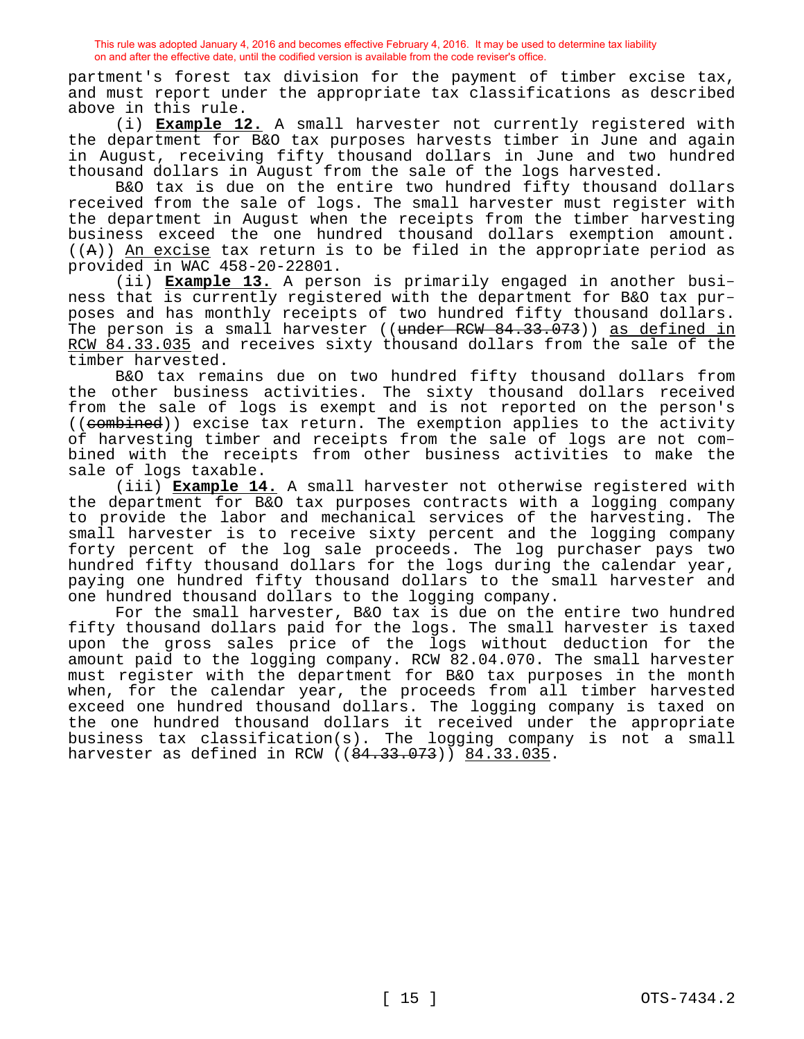partment's forest tax division for the payment of timber excise tax, and must report under the appropriate tax classifications as described above in this rule.

(i) **Example 12.** A small harvester not currently registered with the department for B&O tax purposes harvests timber in June and again in August, receiving fifty thousand dollars in June and two hundred thousand dollars in August from the sale of the logs harvested.

B&O tax is due on the entire two hundred fifty thousand dollars received from the sale of logs. The small harvester must register with the department in August when the receipts from the timber harvesting business exceed the one hundred thousand dollars exemption amount. ((~~A~~)) An excise tax return is to be filed in the appropriate period as provided in WAC 458-20-22801.

(ii) **Example 13.** A person is primarily engaged in another business that is currently registered with the department for B&O tax purposes and has monthly receipts of two hundred fifty thousand dollars. The person is a small harvester ((~~under RCW 84.33.073~~)) as defined in RCW 84.33.035 and receives sixty thousand dollars from the sale of the timber harvested.

B&O tax remains due on two hundred fifty thousand dollars from the other business activities. The sixty thousand dollars received from the sale of logs is exempt and is not reported on the person's ((~~combined~~)) excise tax return. The exemption applies to the activity of harvesting timber and receipts from the sale of logs are not combined with the receipts from other business activities to make the sale of logs taxable.

(iii) **Example 14.** A small harvester not otherwise registered with the department for B&O tax purposes contracts with a logging company to provide the labor and mechanical services of the harvesting. The small harvester is to receive sixty percent and the logging company forty percent of the log sale proceeds. The log purchaser pays two hundred fifty thousand dollars for the logs during the calendar year, paying one hundred fifty thousand dollars to the small harvester and one hundred thousand dollars to the logging company.

For the small harvester, B&O tax is due on the entire two hundred fifty thousand dollars paid for the logs. The small harvester is taxed upon the gross sales price of the logs without deduction for the amount paid to the logging company. RCW 82.04.070. The small harvester must register with the department for B&O tax purposes in the month when, for the calendar year, the proceeds from all timber harvested exceed one hundred thousand dollars. The logging company is taxed on the one hundred thousand dollars it received under the appropriate business tax classification(s). The logging company is not a small harvester as defined in RCW ((~~84.33.073~~)) 84.33.035.